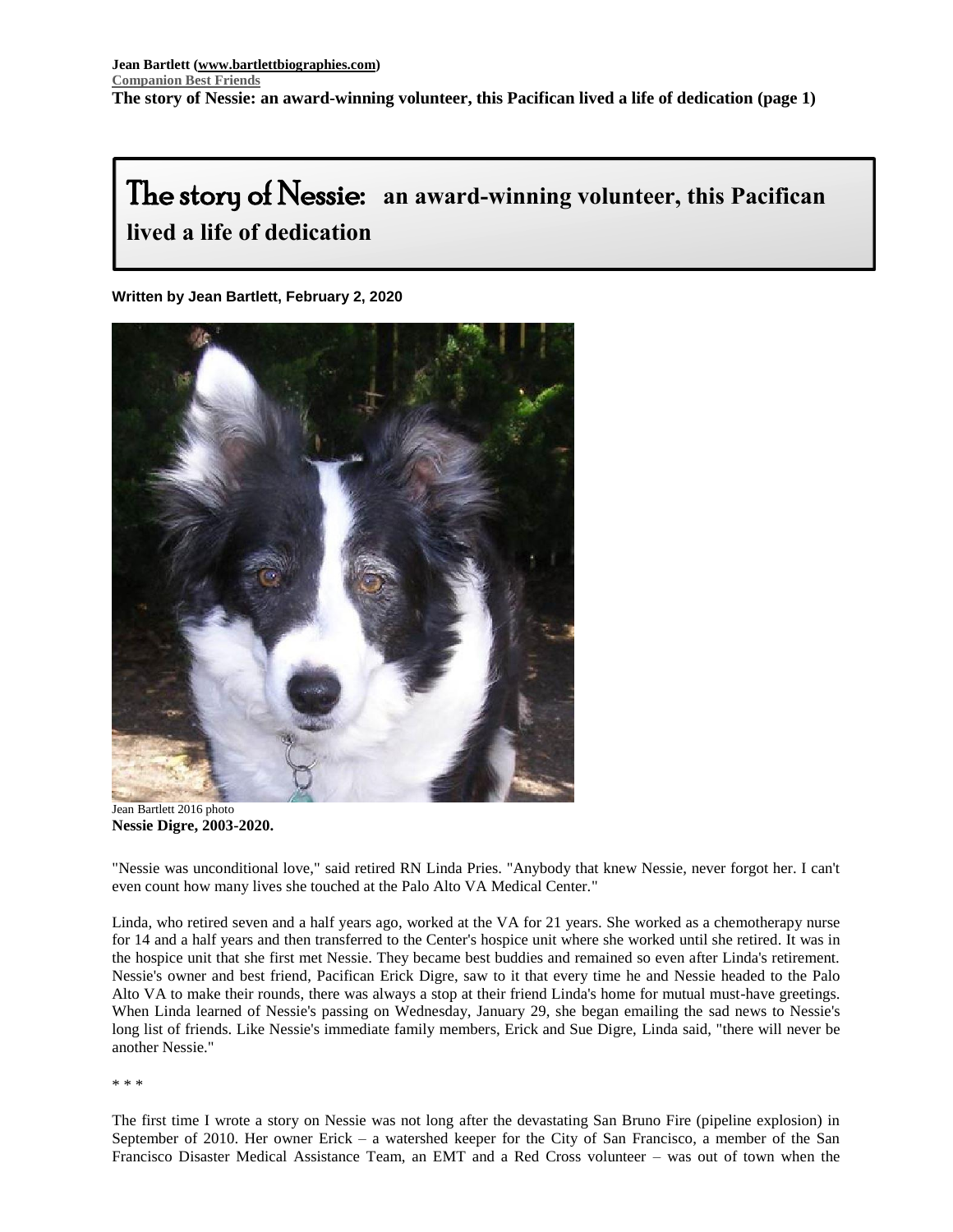Jean Bartlett (www.bartlettbiographies.com)
Companion Best Friends

# The story of Nessie: an award-winning volunteer, this Pacifican lived a life of dedication

**Written by Jean Bartlett, February 2, 2020**

Jean Bartlett 2016 photo
**Nessie Digre, 2003-2020.**

"Nessie was unconditional love," said retired RN Linda Pries. "Anybody that knew Nessie, never forgot her. I can't even count how many lives she touched at the Palo Alto VA Medical Center."

Linda, who retired seven and a half years ago, worked at the VA for 21 years. She worked as a chemotherapy nurse for 14 and a half years and then transferred to the Center's hospice unit where she worked until she retired. It was in the hospice unit that she first met Nessie. They became best buddies and remained so even after Linda's retirement. Nessie's owner and best friend, Pacifican Erick Digre, saw to it that every time he and Nessie headed to the Palo Alto VA to make their rounds, there was always a stop at their friend Linda's home for mutual must-have greetings. When Linda learned of Nessie's passing on Wednesday, January 29, she began emailing the sad news to Nessie's long list of friends. Like Nessie's immediate family members, Erick and Sue Digre, Linda said, "there will never be another Nessie."

* * *

The first time I wrote a story on Nessie was not long after the devastating San Bruno Fire (pipeline explosion) in September of 2010. Her owner Erick – a watershed keeper for the City of San Francisco, a member of the San Francisco Disaster Medical Assistance Team, an EMT and a Red Cross volunteer – was out of town when the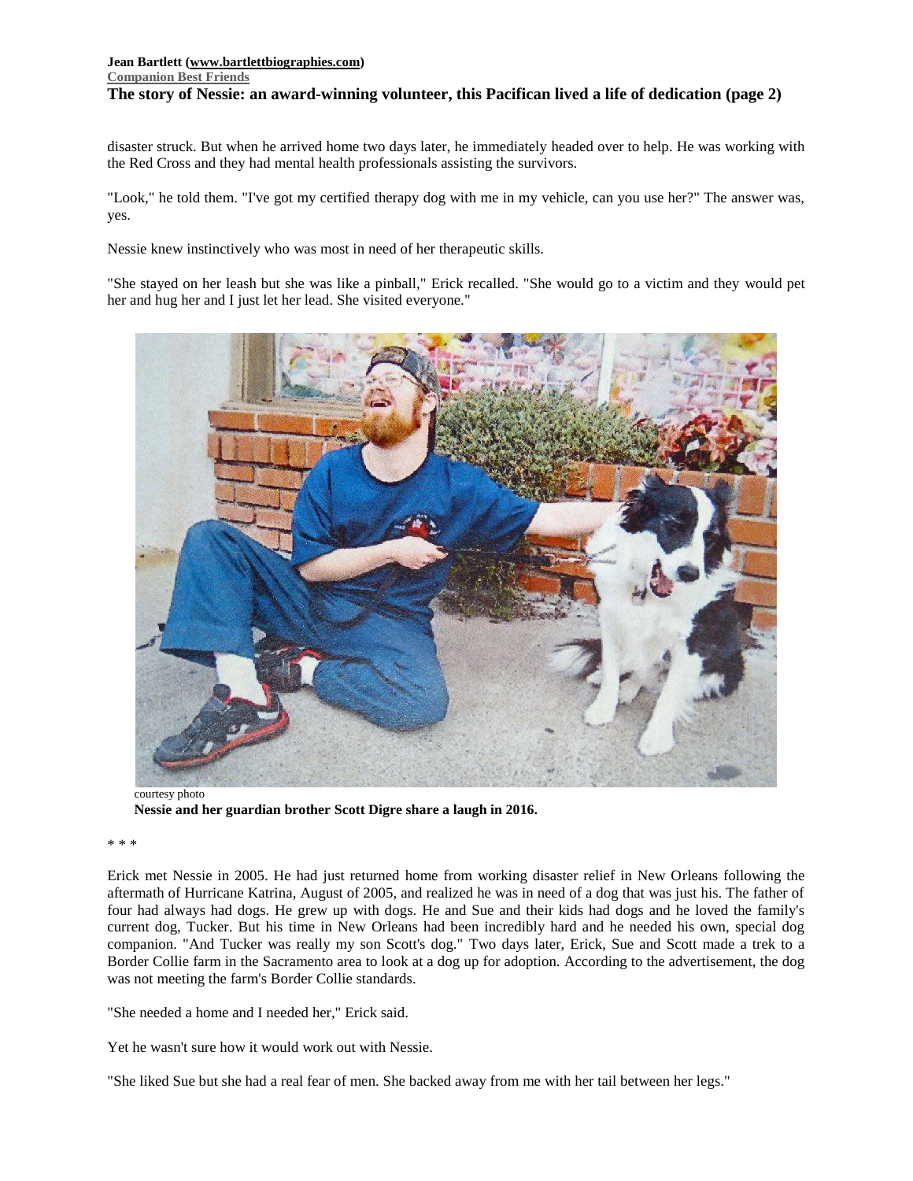disaster struck. But when he arrived home two days later, he immediately headed over to help. He was working with the Red Cross and they had mental health professionals assisting the survivors.

"Look," he told them. "I've got my certified therapy dog with me in my vehicle, can you use her?" The answer was, yes.

Nessie knew instinctively who was most in need of her therapeutic skills.

"She stayed on her leash but she was like a pinball," Erick recalled. "She would go to a victim and they would pet her and hug her and I just let her lead. She visited everyone."

courtesy photo

**Nessie and her guardian brother Scott Digre share a laugh in 2016.**

\* \* \*

Erick met Nessie in 2005. He had just returned home from working disaster relief in New Orleans following the aftermath of Hurricane Katrina, August of 2005, and realized he was in need of a dog that was just his. The father of four had always had dogs. He grew up with dogs. He and Sue and their kids had dogs and he loved the family's current dog, Tucker. But his time in New Orleans had been incredibly hard and he needed his own, special dog companion. "And Tucker was really my son Scott's dog." Two days later, Erick, Sue and Scott made a trek to a Border Collie farm in the Sacramento area to look at a dog up for adoption. According to the advertisement, the dog was not meeting the farm's Border Collie standards.

"She needed a home and I needed her," Erick said.

Yet he wasn't sure how it would work out with Nessie.

"She liked Sue but she had a real fear of men. She backed away from me with her tail between her legs."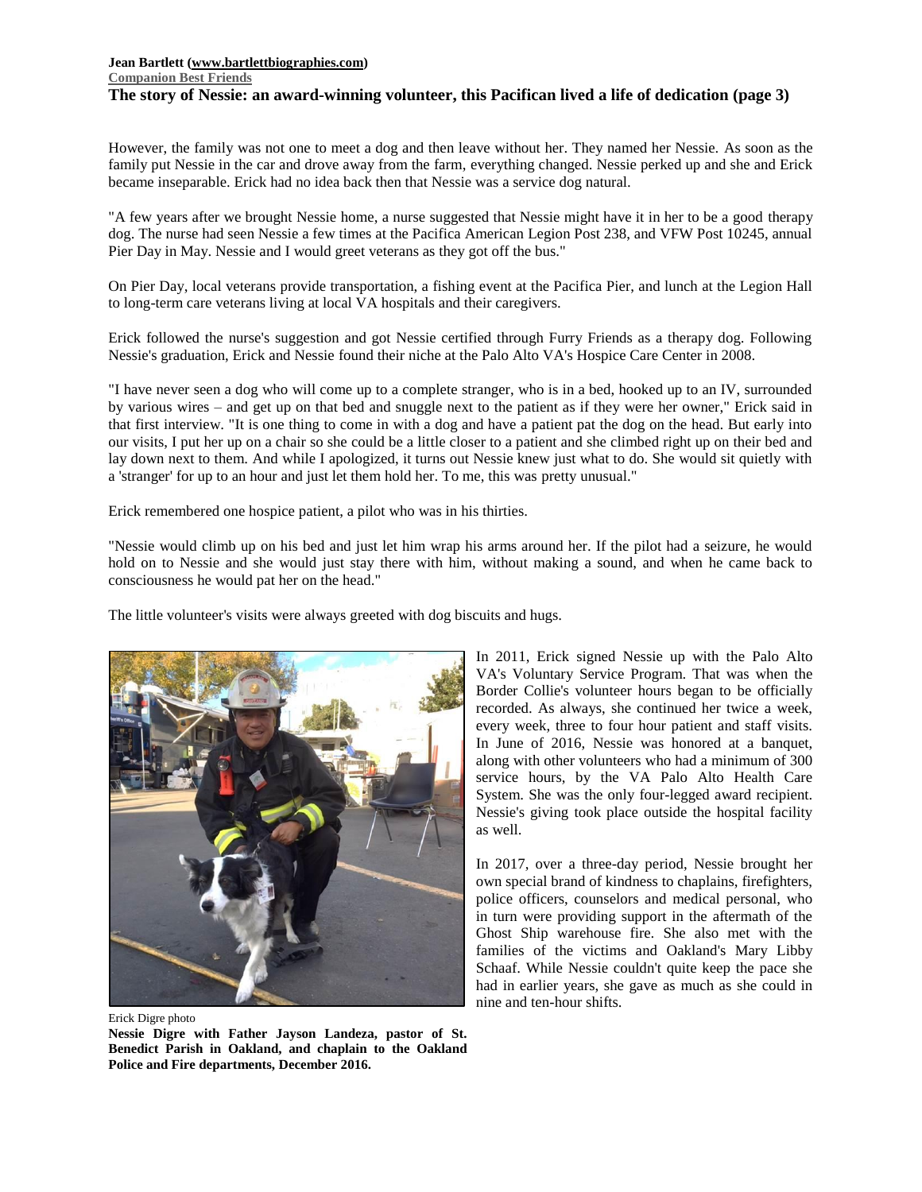**Jean Bartlett (www.bartlettbiographies.com)**
**Companion Best Friends**
**The story of Nessie: an award-winning volunteer, this Pacifican lived a life of dedication (page 3)**

However, the family was not one to meet a dog and then leave without her. They named her Nessie. As soon as the family put Nessie in the car and drove away from the farm, everything changed. Nessie perked up and she and Erick became inseparable. Erick had no idea back then that Nessie was a service dog natural.

"A few years after we brought Nessie home, a nurse suggested that Nessie might have it in her to be a good therapy dog. The nurse had seen Nessie a few times at the Pacifica American Legion Post 238, and VFW Post 10245, annual Pier Day in May. Nessie and I would greet veterans as they got off the bus."

On Pier Day, local veterans provide transportation, a fishing event at the Pacifica Pier, and lunch at the Legion Hall to long-term care veterans living at local VA hospitals and their caregivers.

Erick followed the nurse's suggestion and got Nessie certified through Furry Friends as a therapy dog. Following Nessie's graduation, Erick and Nessie found their niche at the Palo Alto VA's Hospice Care Center in 2008.

"I have never seen a dog who will come up to a complete stranger, who is in a bed, hooked up to an IV, surrounded by various wires – and get up on that bed and snuggle next to the patient as if they were her owner," Erick said in that first interview. "It is one thing to come in with a dog and have a patient pat the dog on the head. But early into our visits, I put her up on a chair so she could be a little closer to a patient and she climbed right up on their bed and lay down next to them. And while I apologized, it turns out Nessie knew just what to do. She would sit quietly with a 'stranger' for up to an hour and just let them hold her. To me, this was pretty unusual."

Erick remembered one hospice patient, a pilot who was in his thirties.

"Nessie would climb up on his bed and just let him wrap his arms around her. If the pilot had a seizure, he would hold on to Nessie and she would just stay there with him, without making a sound, and when he came back to consciousness he would pat her on the head."

The little volunteer's visits were always greeted with dog biscuits and hugs.

In 2011, Erick signed Nessie up with the Palo Alto VA's Voluntary Service Program. That was when the Border Collie's volunteer hours began to be officially recorded. As always, she continued her twice a week, every week, three to four hour patient and staff visits. In June of 2016, Nessie was honored at a banquet, along with other volunteers who had a minimum of 300 service hours, by the VA Palo Alto Health Care System. She was the only four-legged award recipient. Nessie's giving took place outside the hospital facility as well.

In 2017, over a three-day period, Nessie brought her own special brand of kindness to chaplains, firefighters, police officers, counselors and medical personal, who in turn were providing support in the aftermath of the Ghost Ship warehouse fire. She also met with the families of the victims and Oakland's Mary Libby Schaaf. While Nessie couldn't quite keep the pace she had in earlier years, she gave as much as she could in nine and ten-hour shifts.

Erick Digre photo
**Nessie Digre with Father Jayson Landeza, pastor of St. Benedict Parish in Oakland, and chaplain to the Oakland Police and Fire departments, December 2016.**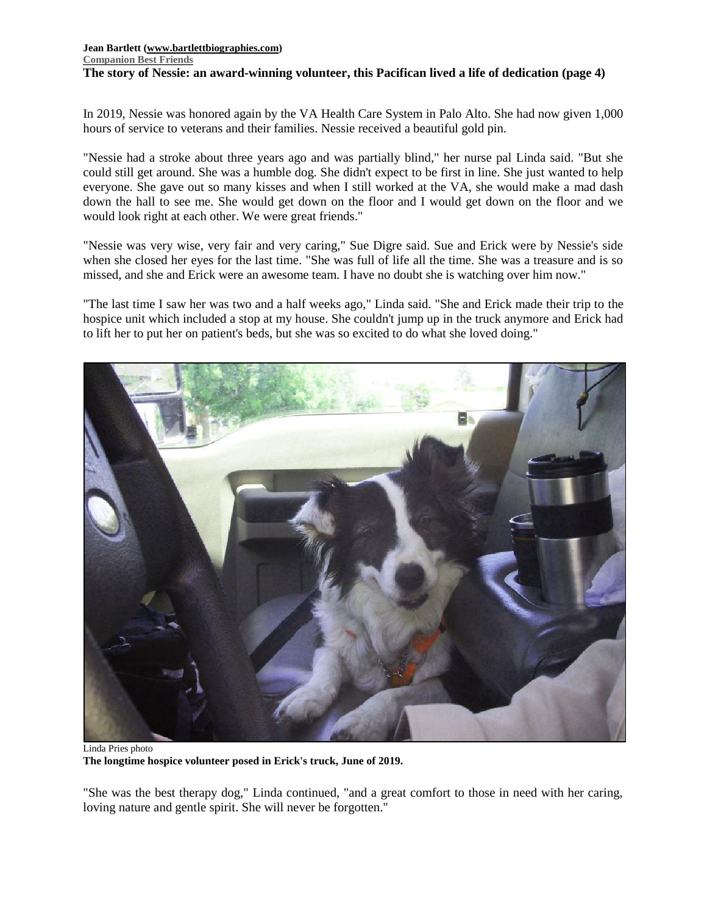In 2019, Nessie was honored again by the VA Health Care System in Palo Alto. She had now given 1,000 hours of service to veterans and their families. Nessie received a beautiful gold pin.

"Nessie had a stroke about three years ago and was partially blind," her nurse pal Linda said. "But she could still get around. She was a humble dog. She didn't expect to be first in line. She just wanted to help everyone. She gave out so many kisses and when I still worked at the VA, she would make a mad dash down the hall to see me. She would get down on the floor and I would get down on the floor and we would look right at each other. We were great friends."

"Nessie was very wise, very fair and very caring," Sue Digre said. Sue and Erick were by Nessie's side when she closed her eyes for the last time. "She was full of life all the time. She was a treasure and is so missed, and she and Erick were an awesome team. I have no doubt she is watching over him now."

"The last time I saw her was two and a half weeks ago," Linda said. "She and Erick made their trip to the hospice unit which included a stop at my house. She couldn't jump up in the truck anymore and Erick had to lift her to put her on patient's beds, but she was so excited to do what she loved doing."

Linda Pries photo

**The longtime hospice volunteer posed in Erick's truck, June of 2019.**

"She was the best therapy dog," Linda continued, "and a great comfort to those in need with her caring, loving nature and gentle spirit. She will never be forgotten."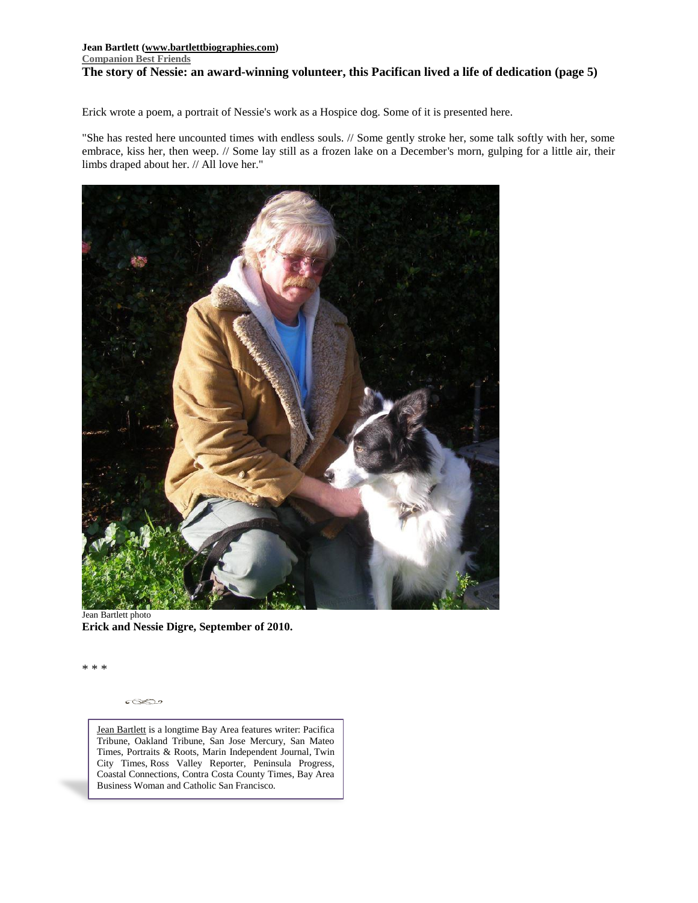Erick wrote a poem, a portrait of Nessie's work as a Hospice dog. Some of it is presented here.

"She has rested here uncounted times with endless souls. // Some gently stroke her, some talk softly with her, some embrace, kiss her, then weep. // Some lay still as a frozen lake on a December's morn, gulping for a little air, their limbs draped about her. // All love her."

Jean Bartlett photo

**Erick and Nessie Digre, September of 2010.**

* * *

Jean Bartlett is a longtime Bay Area features writer: Pacifica Tribune, Oakland Tribune, San Jose Mercury, San Mateo Times, Portraits & Roots, Marin Independent Journal, Twin City Times, Ross Valley Reporter, Peninsula Progress, Coastal Connections, Contra Costa County Times, Bay Area Business Woman and Catholic San Francisco.